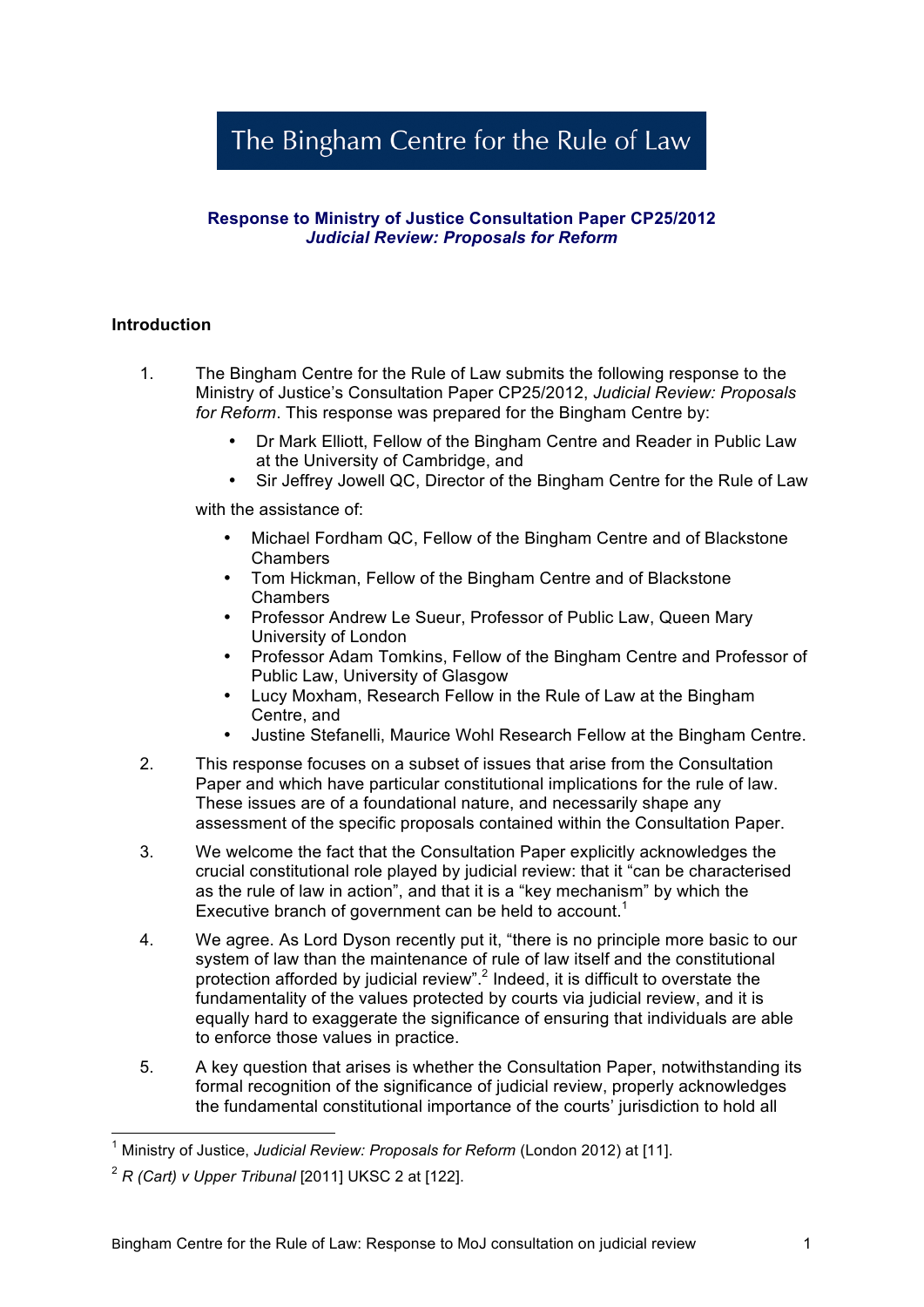# The Bingham Centre for the Rule of Law

**Response to Ministry of Justice Consultation Paper CP25/2012**
***Judicial Review: Proposals for Reform***

## Introduction

1. The Bingham Centre for the Rule of Law submits the following response to the Ministry of Justice's Consultation Paper CP25/2012, *Judicial Review: Proposals for Reform*. This response was prepared for the Bingham Centre by:

   - Dr Mark Elliott, Fellow of the Bingham Centre and Reader in Public Law at the University of Cambridge, and
   - Sir Jeffrey Jowell QC, Director of the Bingham Centre for the Rule of Law

   with the assistance of:

   - Michael Fordham QC, Fellow of the Bingham Centre and of Blackstone Chambers
   - Tom Hickman, Fellow of the Bingham Centre and of Blackstone Chambers
   - Professor Andrew Le Sueur, Professor of Public Law, Queen Mary University of London
   - Professor Adam Tomkins, Fellow of the Bingham Centre and Professor of Public Law, University of Glasgow
   - Lucy Moxham, Research Fellow in the Rule of Law at the Bingham Centre, and
   - Justine Stefanelli, Maurice Wohl Research Fellow at the Bingham Centre.

2. This response focuses on a subset of issues that arise from the Consultation Paper and which have particular constitutional implications for the rule of law. These issues are of a foundational nature, and necessarily shape any assessment of the specific proposals contained within the Consultation Paper.

3. We welcome the fact that the Consultation Paper explicitly acknowledges the crucial constitutional role played by judicial review: that it "can be characterised as the rule of law in action", and that it is a "key mechanism" by which the Executive branch of government can be held to account.[1]

4. We agree. As Lord Dyson recently put it, "there is no principle more basic to our system of law than the maintenance of rule of law itself and the constitutional protection afforded by judicial review".[2] Indeed, it is difficult to overstate the fundamentality of the values protected by courts via judicial review, and it is equally hard to exaggerate the significance of ensuring that individuals are able to enforce those values in practice.

5. A key question that arises is whether the Consultation Paper, notwithstanding its formal recognition of the significance of judicial review, properly acknowledges the fundamental constitutional importance of the courts' jurisdiction to hold all

---

[1] Ministry of Justice, *Judicial Review: Proposals for Reform* (London 2012) at [11].

[2] *R (Cart) v Upper Tribunal* [2011] UKSC 2 at [122].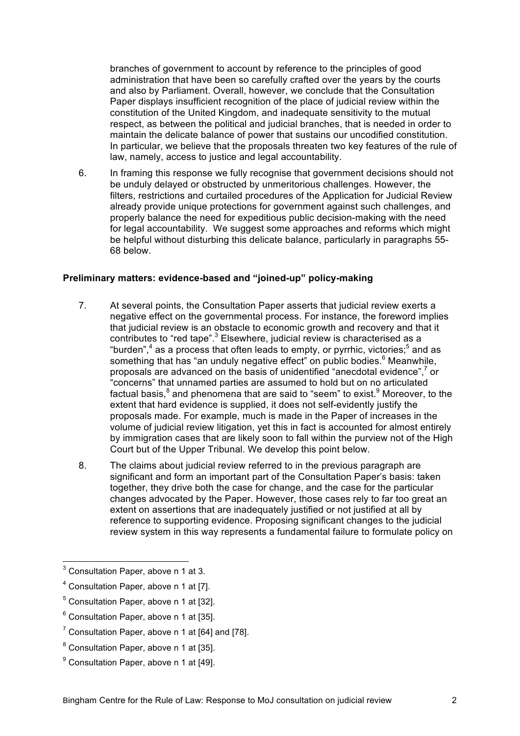branches of government to account by reference to the principles of good administration that have been so carefully crafted over the years by the courts and also by Parliament. Overall, however, we conclude that the Consultation Paper displays insufficient recognition of the place of judicial review within the constitution of the United Kingdom, and inadequate sensitivity to the mutual respect, as between the political and judicial branches, that is needed in order to maintain the delicate balance of power that sustains our uncodified constitution. In particular, we believe that the proposals threaten two key features of the rule of law, namely, access to justice and legal accountability.

6. In framing this response we fully recognise that government decisions should not be unduly delayed or obstructed by unmeritorious challenges. However, the filters, restrictions and curtailed procedures of the Application for Judicial Review already provide unique protections for government against such challenges, and properly balance the need for expeditious public decision-making with the need for legal accountability. We suggest some approaches and reforms which might be helpful without disturbing this delicate balance, particularly in paragraphs 55-68 below.

**Preliminary matters: evidence-based and "joined-up" policy-making**

7. At several points, the Consultation Paper asserts that judicial review exerts a negative effect on the governmental process. For instance, the foreword implies that judicial review is an obstacle to economic growth and recovery and that it contributes to "red tape".[3] Elsewhere, judicial review is characterised as a "burden",[4] as a process that often leads to empty, or pyrrhic, victories;[5] and as something that has "an unduly negative effect" on public bodies.[6] Meanwhile, proposals are advanced on the basis of unidentified "anecdotal evidence",[7] or "concerns" that unnamed parties are assumed to hold but on no articulated factual basis,[8] and phenomena that are said to "seem" to exist.[9] Moreover, to the extent that hard evidence is supplied, it does not self-evidently justify the proposals made. For example, much is made in the Paper of increases in the volume of judicial review litigation, yet this in fact is accounted for almost entirely by immigration cases that are likely soon to fall within the purview not of the High Court but of the Upper Tribunal. We develop this point below.

8. The claims about judicial review referred to in the previous paragraph are significant and form an important part of the Consultation Paper's basis: taken together, they drive both the case for change, and the case for the particular changes advocated by the Paper. However, those cases rely to far too great an extent on assertions that are inadequately justified or not justified at all by reference to supporting evidence. Proposing significant changes to the judicial review system in this way represents a fundamental failure to formulate policy on

---

[3] Consultation Paper, above n 1 at 3.

[4] Consultation Paper, above n 1 at [7].

[5] Consultation Paper, above n 1 at [32].

[6] Consultation Paper, above n 1 at [35].

[7] Consultation Paper, above n 1 at [64] and [78].

[8] Consultation Paper, above n 1 at [35].

[9] Consultation Paper, above n 1 at [49].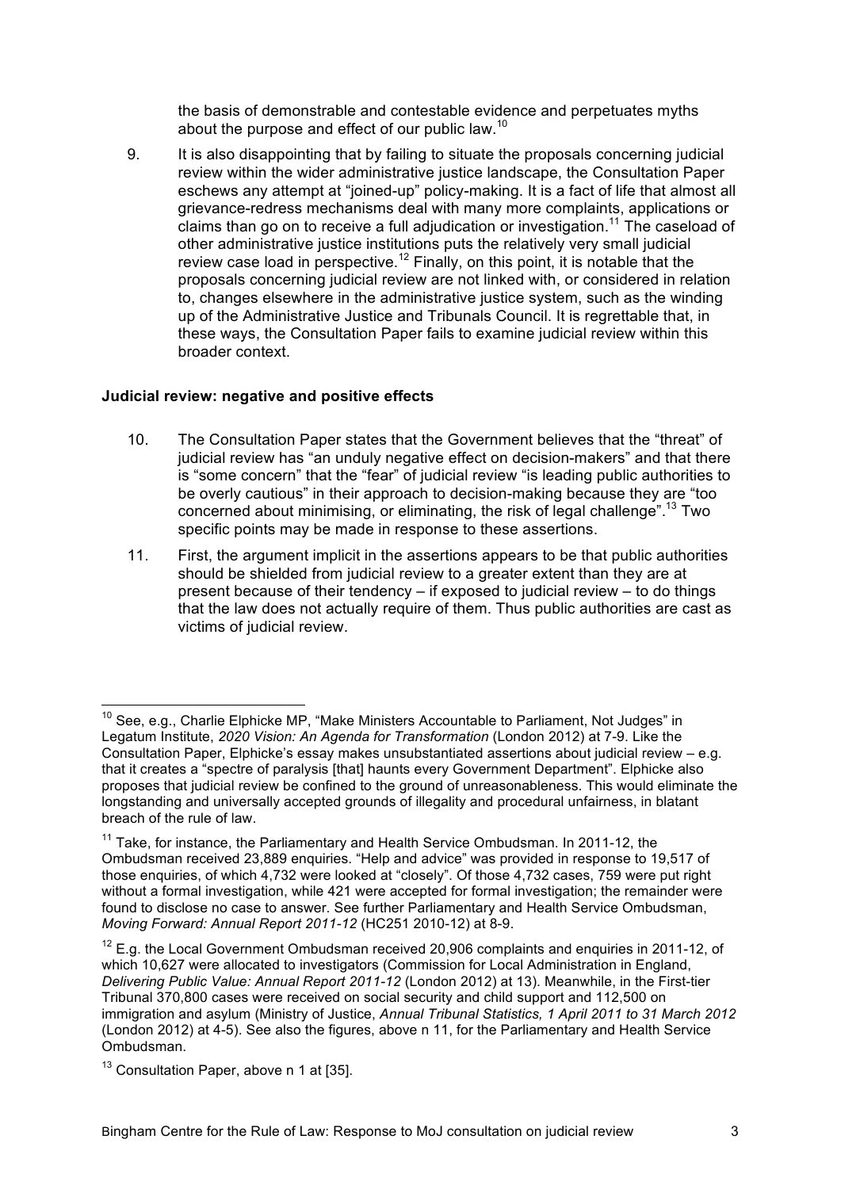the basis of demonstrable and contestable evidence and perpetuates myths about the purpose and effect of our public law.[10]

9. It is also disappointing that by failing to situate the proposals concerning judicial review within the wider administrative justice landscape, the Consultation Paper eschews any attempt at "joined-up" policy-making. It is a fact of life that almost all grievance-redress mechanisms deal with many more complaints, applications or claims than go on to receive a full adjudication or investigation.[11] The caseload of other administrative justice institutions puts the relatively very small judicial review case load in perspective.[12] Finally, on this point, it is notable that the proposals concerning judicial review are not linked with, or considered in relation to, changes elsewhere in the administrative justice system, such as the winding up of the Administrative Justice and Tribunals Council. It is regrettable that, in these ways, the Consultation Paper fails to examine judicial review within this broader context.

**Judicial review: negative and positive effects**

10. The Consultation Paper states that the Government believes that the "threat" of judicial review has "an unduly negative effect on decision-makers" and that there is "some concern" that the "fear" of judicial review "is leading public authorities to be overly cautious" in their approach to decision-making because they are "too concerned about minimising, or eliminating, the risk of legal challenge".[13] Two specific points may be made in response to these assertions.

11. First, the argument implicit in the assertions appears to be that public authorities should be shielded from judicial review to a greater extent than they are at present because of their tendency – if exposed to judicial review – to do things that the law does not actually require of them. Thus public authorities are cast as victims of judicial review.

---

[10] See, e.g., Charlie Elphicke MP, "Make Ministers Accountable to Parliament, Not Judges" in Legatum Institute, *2020 Vision: An Agenda for Transformation* (London 2012) at 7-9. Like the Consultation Paper, Elphicke's essay makes unsubstantiated assertions about judicial review – e.g. that it creates a "spectre of paralysis [that] haunts every Government Department". Elphicke also proposes that judicial review be confined to the ground of unreasonableness. This would eliminate the longstanding and universally accepted grounds of illegality and procedural unfairness, in blatant breach of the rule of law.

[11] Take, for instance, the Parliamentary and Health Service Ombudsman. In 2011-12, the Ombudsman received 23,889 enquiries. "Help and advice" was provided in response to 19,517 of those enquiries, of which 4,732 were looked at "closely". Of those 4,732 cases, 759 were put right without a formal investigation, while 421 were accepted for formal investigation; the remainder were found to disclose no case to answer. See further Parliamentary and Health Service Ombudsman, *Moving Forward: Annual Report 2011-12* (HC251 2010-12) at 8-9.

[12] E.g. the Local Government Ombudsman received 20,906 complaints and enquiries in 2011-12, of which 10,627 were allocated to investigators (Commission for Local Administration in England, *Delivering Public Value: Annual Report 2011-12* (London 2012) at 13). Meanwhile, in the First-tier Tribunal 370,800 cases were received on social security and child support and 112,500 on immigration and asylum (Ministry of Justice, *Annual Tribunal Statistics, 1 April 2011 to 31 March 2012* (London 2012) at 4-5). See also the figures, above n 11, for the Parliamentary and Health Service Ombudsman.

[13] Consultation Paper, above n 1 at [35].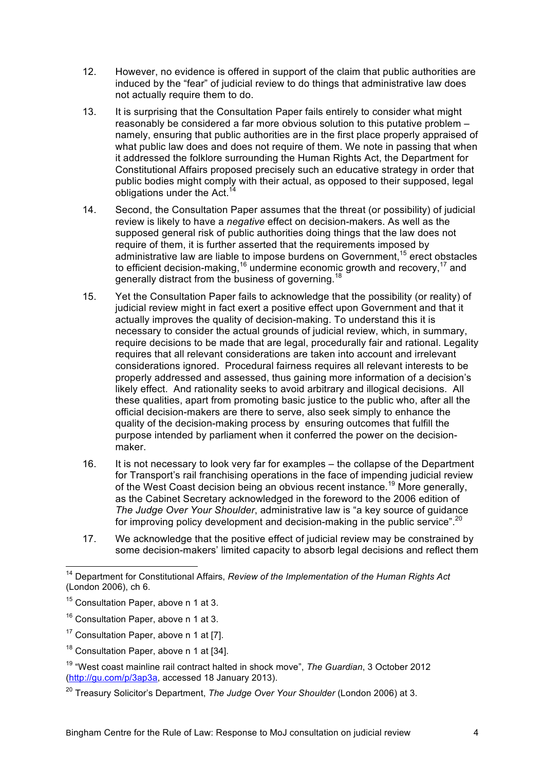12. However, no evidence is offered in support of the claim that public authorities are induced by the "fear" of judicial review to do things that administrative law does not actually require them to do.

13. It is surprising that the Consultation Paper fails entirely to consider what might reasonably be considered a far more obvious solution to this putative problem – namely, ensuring that public authorities are in the first place properly appraised of what public law does and does not require of them. We note in passing that when it addressed the folklore surrounding the Human Rights Act, the Department for Constitutional Affairs proposed precisely such an educative strategy in order that public bodies might comply with their actual, as opposed to their supposed, legal obligations under the Act.[14]

14. Second, the Consultation Paper assumes that the threat (or possibility) of judicial review is likely to have a *negative* effect on decision-makers. As well as the supposed general risk of public authorities doing things that the law does not require of them, it is further asserted that the requirements imposed by administrative law are liable to impose burdens on Government,[15] erect obstacles to efficient decision-making,[16] undermine economic growth and recovery,[17] and generally distract from the business of governing.[18]

15. Yet the Consultation Paper fails to acknowledge that the possibility (or reality) of judicial review might in fact exert a positive effect upon Government and that it actually improves the quality of decision-making. To understand this it is necessary to consider the actual grounds of judicial review, which, in summary, require decisions to be made that are legal, procedurally fair and rational. Legality requires that all relevant considerations are taken into account and irrelevant considerations ignored. Procedural fairness requires all relevant interests to be properly addressed and assessed, thus gaining more information of a decision's likely effect. And rationality seeks to avoid arbitrary and illogical decisions. All these qualities, apart from promoting basic justice to the public who, after all the official decision-makers are there to serve, also seek simply to enhance the quality of the decision-making process by ensuring outcomes that fulfill the purpose intended by parliament when it conferred the power on the decision-maker.

16. It is not necessary to look very far for examples – the collapse of the Department for Transport's rail franchising operations in the face of impending judicial review of the West Coast decision being an obvious recent instance.[19] More generally, as the Cabinet Secretary acknowledged in the foreword to the 2006 edition of *The Judge Over Your Shoulder*, administrative law is "a key source of guidance for improving policy development and decision-making in the public service".[20]

17. We acknowledge that the positive effect of judicial review may be constrained by some decision-makers' limited capacity to absorb legal decisions and reflect them

---

[14] Department for Constitutional Affairs, *Review of the Implementation of the Human Rights Act* (London 2006), ch 6.

[15] Consultation Paper, above n 1 at 3.

[16] Consultation Paper, above n 1 at 3.

[17] Consultation Paper, above n 1 at [7].

[18] Consultation Paper, above n 1 at [34].

[19] "West coast mainline rail contract halted in shock move", *The Guardian*, 3 October 2012 (http://gu.com/p/3ap3a, accessed 18 January 2013).

[20] Treasury Solicitor's Department, *The Judge Over Your Shoulder* (London 2006) at 3.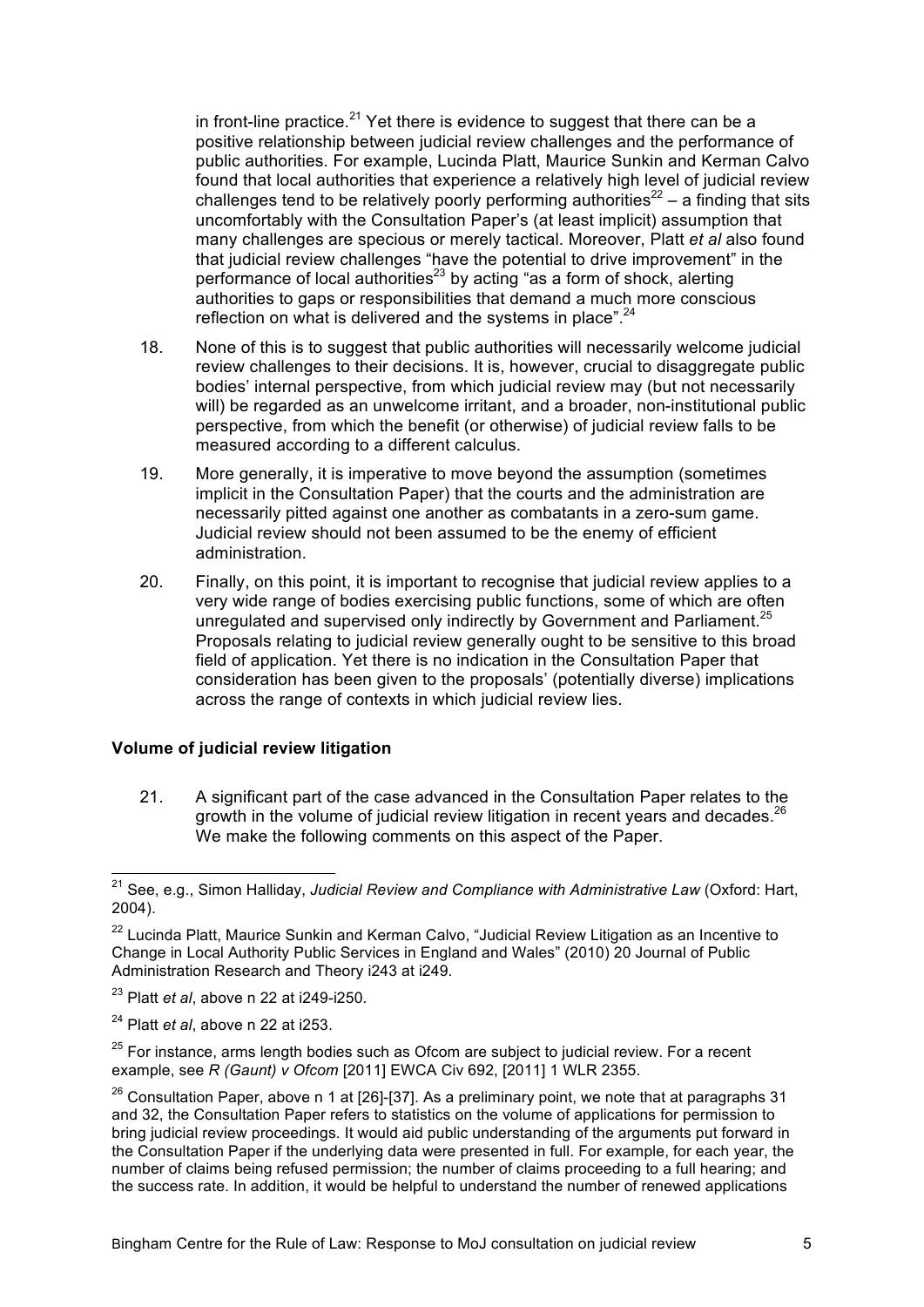in front-line practice.[21] Yet there is evidence to suggest that there can be a positive relationship between judicial review challenges and the performance of public authorities. For example, Lucinda Platt, Maurice Sunkin and Kerman Calvo found that local authorities that experience a relatively high level of judicial review challenges tend to be relatively poorly performing authorities[22] – a finding that sits uncomfortably with the Consultation Paper's (at least implicit) assumption that many challenges are specious or merely tactical. Moreover, Platt *et al* also found that judicial review challenges "have the potential to drive improvement" in the performance of local authorities[23] by acting "as a form of shock, alerting authorities to gaps or responsibilities that demand a much more conscious reflection on what is delivered and the systems in place".[24]

18. None of this is to suggest that public authorities will necessarily welcome judicial review challenges to their decisions. It is, however, crucial to disaggregate public bodies' internal perspective, from which judicial review may (but not necessarily will) be regarded as an unwelcome irritant, and a broader, non-institutional public perspective, from which the benefit (or otherwise) of judicial review falls to be measured according to a different calculus.

19. More generally, it is imperative to move beyond the assumption (sometimes implicit in the Consultation Paper) that the courts and the administration are necessarily pitted against one another as combatants in a zero-sum game. Judicial review should not been assumed to be the enemy of efficient administration.

20. Finally, on this point, it is important to recognise that judicial review applies to a very wide range of bodies exercising public functions, some of which are often unregulated and supervised only indirectly by Government and Parliament.[25] Proposals relating to judicial review generally ought to be sensitive to this broad field of application. Yet there is no indication in the Consultation Paper that consideration has been given to the proposals' (potentially diverse) implications across the range of contexts in which judicial review lies.

**Volume of judicial review litigation**

21. A significant part of the case advanced in the Consultation Paper relates to the growth in the volume of judicial review litigation in recent years and decades.[26] We make the following comments on this aspect of the Paper.

---

[21] See, e.g., Simon Halliday, *Judicial Review and Compliance with Administrative Law* (Oxford: Hart, 2004).

[22] Lucinda Platt, Maurice Sunkin and Kerman Calvo, "Judicial Review Litigation as an Incentive to Change in Local Authority Public Services in England and Wales" (2010) 20 Journal of Public Administration Research and Theory i243 at i249.

[23] Platt *et al*, above n 22 at i249-i250.

[24] Platt *et al*, above n 22 at i253.

[25] For instance, arms length bodies such as Ofcom are subject to judicial review. For a recent example, see *R (Gaunt) v Ofcom* [2011] EWCA Civ 692, [2011] 1 WLR 2355.

[26] Consultation Paper, above n 1 at [26]-[37]. As a preliminary point, we note that at paragraphs 31 and 32, the Consultation Paper refers to statistics on the volume of applications for permission to bring judicial review proceedings. It would aid public understanding of the arguments put forward in the Consultation Paper if the underlying data were presented in full. For example, for each year, the number of claims being refused permission; the number of claims proceeding to a full hearing; and the success rate. In addition, it would be helpful to understand the number of renewed applications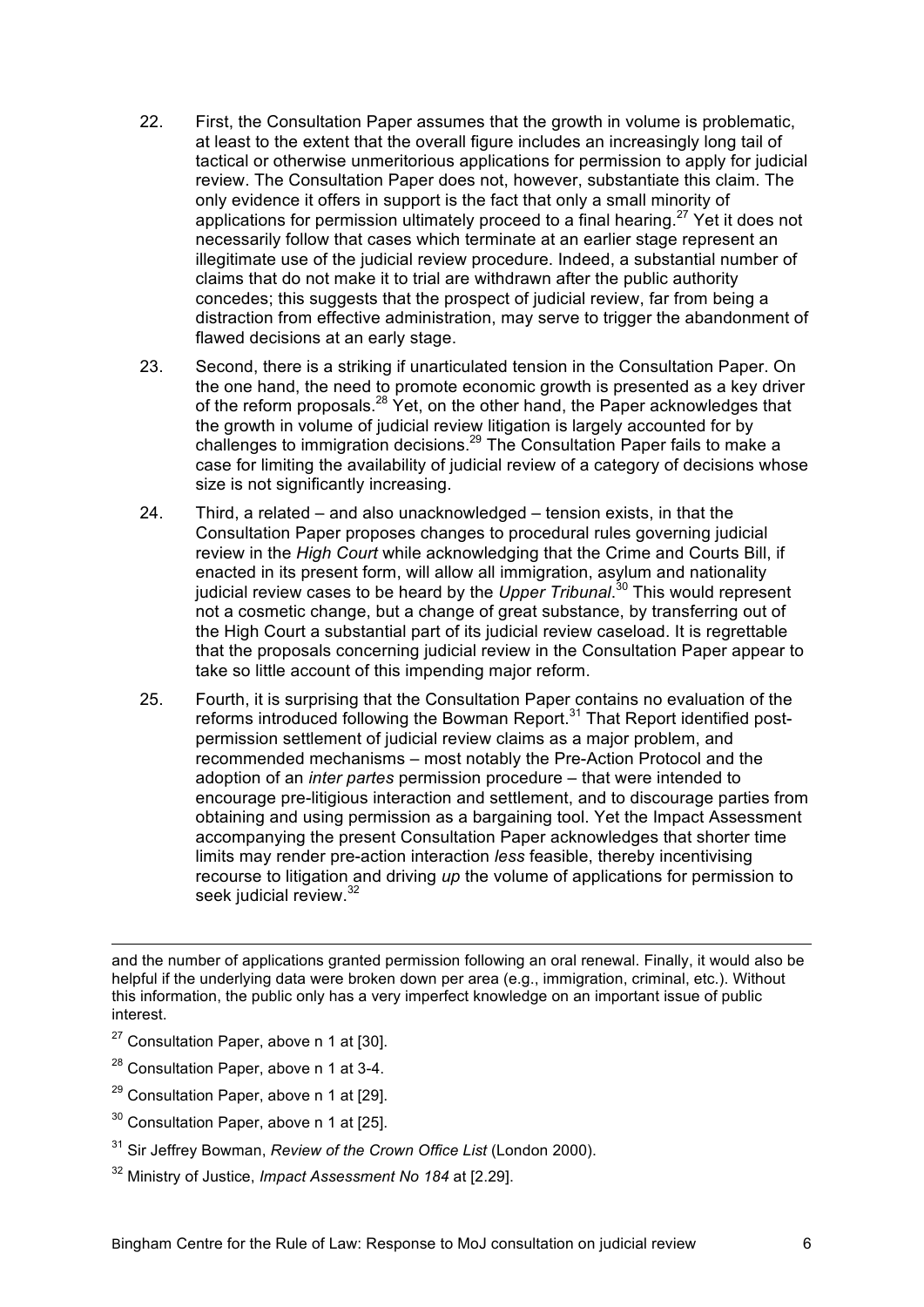22. First, the Consultation Paper assumes that the growth in volume is problematic, at least to the extent that the overall figure includes an increasingly long tail of tactical or otherwise unmeritorious applications for permission to apply for judicial review. The Consultation Paper does not, however, substantiate this claim. The only evidence it offers in support is the fact that only a small minority of applications for permission ultimately proceed to a final hearing.[27] Yet it does not necessarily follow that cases which terminate at an earlier stage represent an illegitimate use of the judicial review procedure. Indeed, a substantial number of claims that do not make it to trial are withdrawn after the public authority concedes; this suggests that the prospect of judicial review, far from being a distraction from effective administration, may serve to trigger the abandonment of flawed decisions at an early stage.

23. Second, there is a striking if unarticulated tension in the Consultation Paper. On the one hand, the need to promote economic growth is presented as a key driver of the reform proposals.[28] Yet, on the other hand, the Paper acknowledges that the growth in volume of judicial review litigation is largely accounted for by challenges to immigration decisions.[29] The Consultation Paper fails to make a case for limiting the availability of judicial review of a category of decisions whose size is not significantly increasing.

24. Third, a related – and also unacknowledged – tension exists, in that the Consultation Paper proposes changes to procedural rules governing judicial review in the *High Court* while acknowledging that the Crime and Courts Bill, if enacted in its present form, will allow all immigration, asylum and nationality judicial review cases to be heard by the *Upper Tribunal*.[30] This would represent not a cosmetic change, but a change of great substance, by transferring out of the High Court a substantial part of its judicial review caseload. It is regrettable that the proposals concerning judicial review in the Consultation Paper appear to take so little account of this impending major reform.

25. Fourth, it is surprising that the Consultation Paper contains no evaluation of the reforms introduced following the Bowman Report.[31] That Report identified post-permission settlement of judicial review claims as a major problem, and recommended mechanisms – most notably the Pre-Action Protocol and the adoption of an *inter partes* permission procedure – that were intended to encourage pre-litigious interaction and settlement, and to discourage parties from obtaining and using permission as a bargaining tool. Yet the Impact Assessment accompanying the present Consultation Paper acknowledges that shorter time limits may render pre-action interaction *less* feasible, thereby incentivising recourse to litigation and driving *up* the volume of applications for permission to seek judicial review.[32]

---

and the number of applications granted permission following an oral renewal. Finally, it would also be helpful if the underlying data were broken down per area (e.g., immigration, criminal, etc.). Without this information, the public only has a very imperfect knowledge on an important issue of public interest.

[27] Consultation Paper, above n 1 at [30].

[28] Consultation Paper, above n 1 at 3-4.

[29] Consultation Paper, above n 1 at [29].

[30] Consultation Paper, above n 1 at [25].

[31] Sir Jeffrey Bowman, *Review of the Crown Office List* (London 2000).

[32] Ministry of Justice, *Impact Assessment No 184* at [2.29].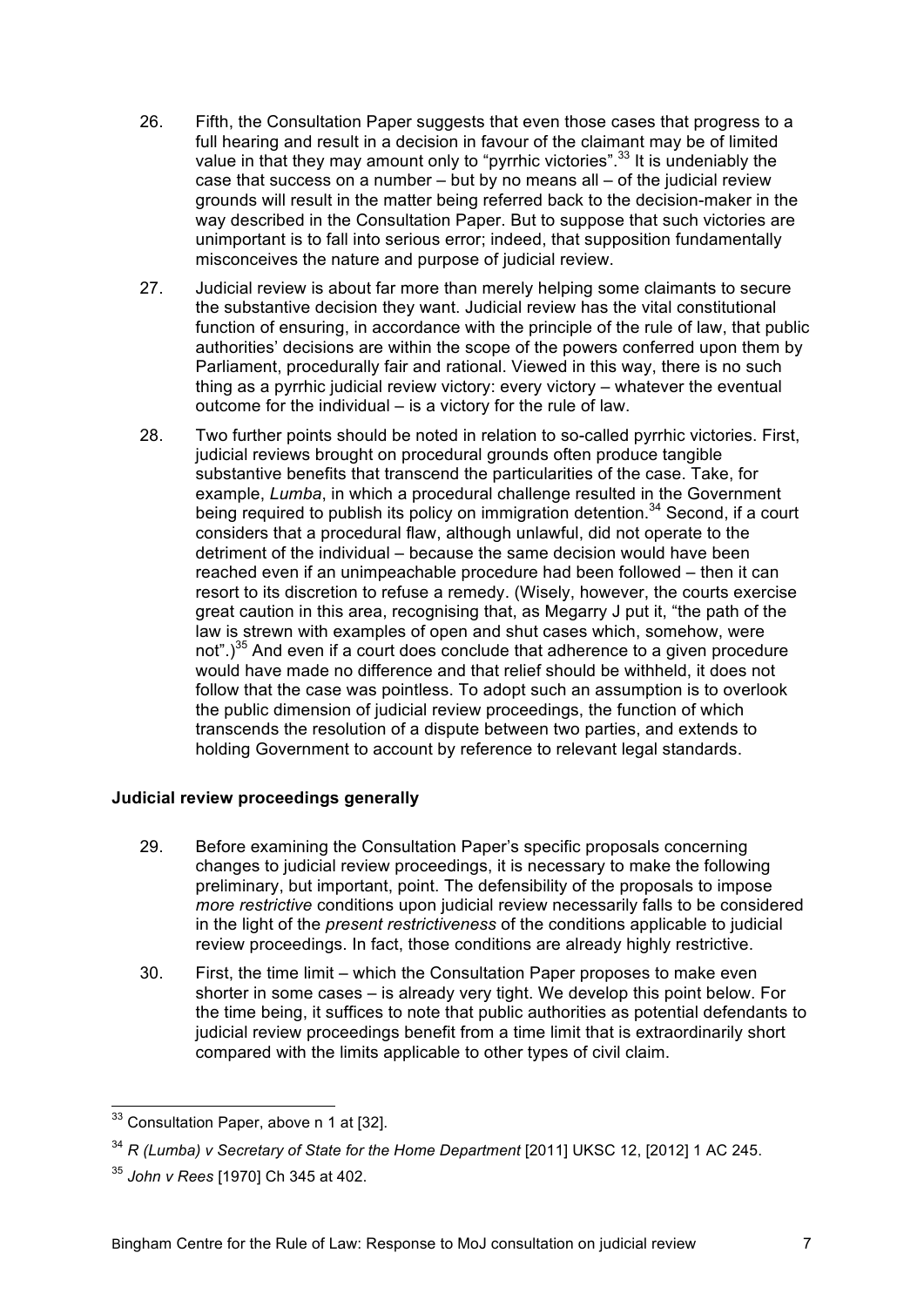26. Fifth, the Consultation Paper suggests that even those cases that progress to a full hearing and result in a decision in favour of the claimant may be of limited value in that they may amount only to "pyrrhic victories".[33] It is undeniably the case that success on a number – but by no means all – of the judicial review grounds will result in the matter being referred back to the decision-maker in the way described in the Consultation Paper. But to suppose that such victories are unimportant is to fall into serious error; indeed, that supposition fundamentally misconceives the nature and purpose of judicial review.

27. Judicial review is about far more than merely helping some claimants to secure the substantive decision they want. Judicial review has the vital constitutional function of ensuring, in accordance with the principle of the rule of law, that public authorities' decisions are within the scope of the powers conferred upon them by Parliament, procedurally fair and rational. Viewed in this way, there is no such thing as a pyrrhic judicial review victory: every victory – whatever the eventual outcome for the individual – is a victory for the rule of law.

28. Two further points should be noted in relation to so-called pyrrhic victories. First, judicial reviews brought on procedural grounds often produce tangible substantive benefits that transcend the particularities of the case. Take, for example, *Lumba*, in which a procedural challenge resulted in the Government being required to publish its policy on immigration detention.[34] Second, if a court considers that a procedural flaw, although unlawful, did not operate to the detriment of the individual – because the same decision would have been reached even if an unimpeachable procedure had been followed – then it can resort to its discretion to refuse a remedy. (Wisely, however, the courts exercise great caution in this area, recognising that, as Megarry J put it, "the path of the law is strewn with examples of open and shut cases which, somehow, were not".)[35] And even if a court does conclude that adherence to a given procedure would have made no difference and that relief should be withheld, it does not follow that the case was pointless. To adopt such an assumption is to overlook the public dimension of judicial review proceedings, the function of which transcends the resolution of a dispute between two parties, and extends to holding Government to account by reference to relevant legal standards.

**Judicial review proceedings generally**

29. Before examining the Consultation Paper's specific proposals concerning changes to judicial review proceedings, it is necessary to make the following preliminary, but important, point. The defensibility of the proposals to impose *more restrictive* conditions upon judicial review necessarily falls to be considered in the light of the *present restrictiveness* of the conditions applicable to judicial review proceedings. In fact, those conditions are already highly restrictive.

30. First, the time limit – which the Consultation Paper proposes to make even shorter in some cases – is already very tight. We develop this point below. For the time being, it suffices to note that public authorities as potential defendants to judicial review proceedings benefit from a time limit that is extraordinarily short compared with the limits applicable to other types of civil claim.

---

[33] Consultation Paper, above n 1 at [32].

[34] *R (Lumba) v Secretary of State for the Home Department* [2011] UKSC 12, [2012] 1 AC 245.

[35] *John v Rees* [1970] Ch 345 at 402.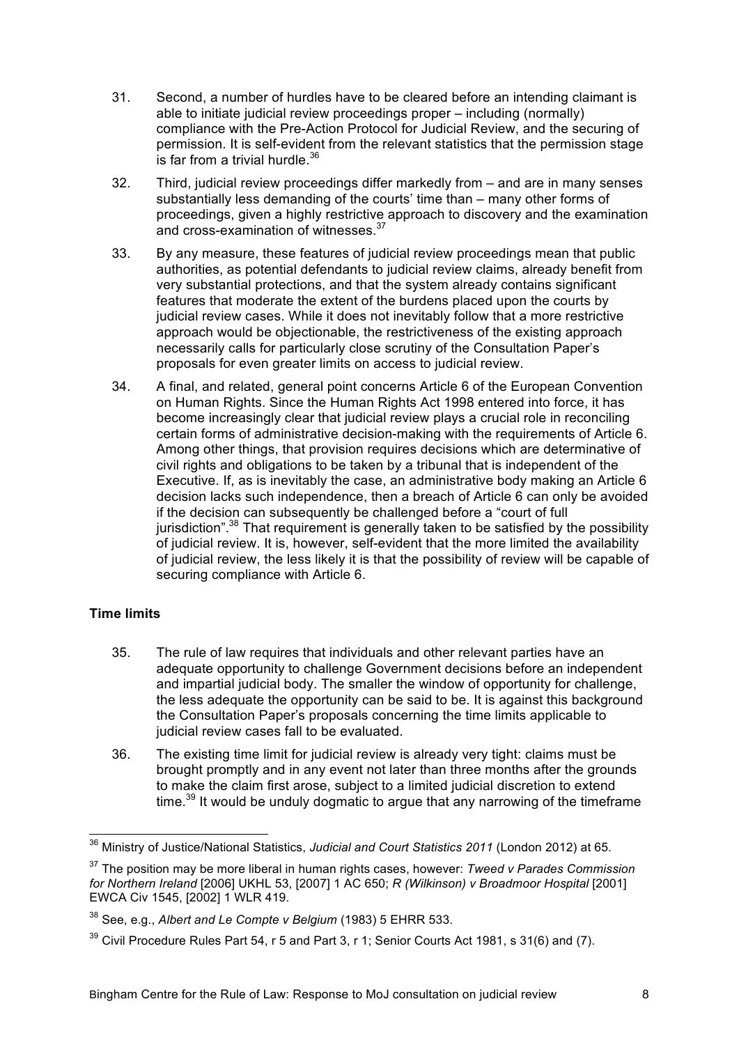31. Second, a number of hurdles have to be cleared before an intending claimant is able to initiate judicial review proceedings proper – including (normally) compliance with the Pre-Action Protocol for Judicial Review, and the securing of permission. It is self-evident from the relevant statistics that the permission stage is far from a trivial hurdle.[36]

32. Third, judicial review proceedings differ markedly from – and are in many senses substantially less demanding of the courts' time than – many other forms of proceedings, given a highly restrictive approach to discovery and the examination and cross-examination of witnesses.[37]

33. By any measure, these features of judicial review proceedings mean that public authorities, as potential defendants to judicial review claims, already benefit from very substantial protections, and that the system already contains significant features that moderate the extent of the burdens placed upon the courts by judicial review cases. While it does not inevitably follow that a more restrictive approach would be objectionable, the restrictiveness of the existing approach necessarily calls for particularly close scrutiny of the Consultation Paper's proposals for even greater limits on access to judicial review.

34. A final, and related, general point concerns Article 6 of the European Convention on Human Rights. Since the Human Rights Act 1998 entered into force, it has become increasingly clear that judicial review plays a crucial role in reconciling certain forms of administrative decision-making with the requirements of Article 6. Among other things, that provision requires decisions which are determinative of civil rights and obligations to be taken by a tribunal that is independent of the Executive. If, as is inevitably the case, an administrative body making an Article 6 decision lacks such independence, then a breach of Article 6 can only be avoided if the decision can subsequently be challenged before a "court of full jurisdiction".[38] That requirement is generally taken to be satisfied by the possibility of judicial review. It is, however, self-evident that the more limited the availability of judicial review, the less likely it is that the possibility of review will be capable of securing compliance with Article 6.

**Time limits**

35. The rule of law requires that individuals and other relevant parties have an adequate opportunity to challenge Government decisions before an independent and impartial judicial body. The smaller the window of opportunity for challenge, the less adequate the opportunity can be said to be. It is against this background the Consultation Paper's proposals concerning the time limits applicable to judicial review cases fall to be evaluated.

36. The existing time limit for judicial review is already very tight: claims must be brought promptly and in any event not later than three months after the grounds to make the claim first arose, subject to a limited judicial discretion to extend time.[39] It would be unduly dogmatic to argue that any narrowing of the timeframe

---

[36] Ministry of Justice/National Statistics, *Judicial and Court Statistics 2011* (London 2012) at 65.

[37] The position may be more liberal in human rights cases, however: *Tweed v Parades Commission for Northern Ireland* [2006] UKHL 53, [2007] 1 AC 650; *R (Wilkinson) v Broadmoor Hospital* [2001] EWCA Civ 1545, [2002] 1 WLR 419.

[38] See, e.g., *Albert and Le Compte v Belgium* (1983) 5 EHRR 533.

[39] Civil Procedure Rules Part 54, r 5 and Part 3, r 1; Senior Courts Act 1981, s 31(6) and (7).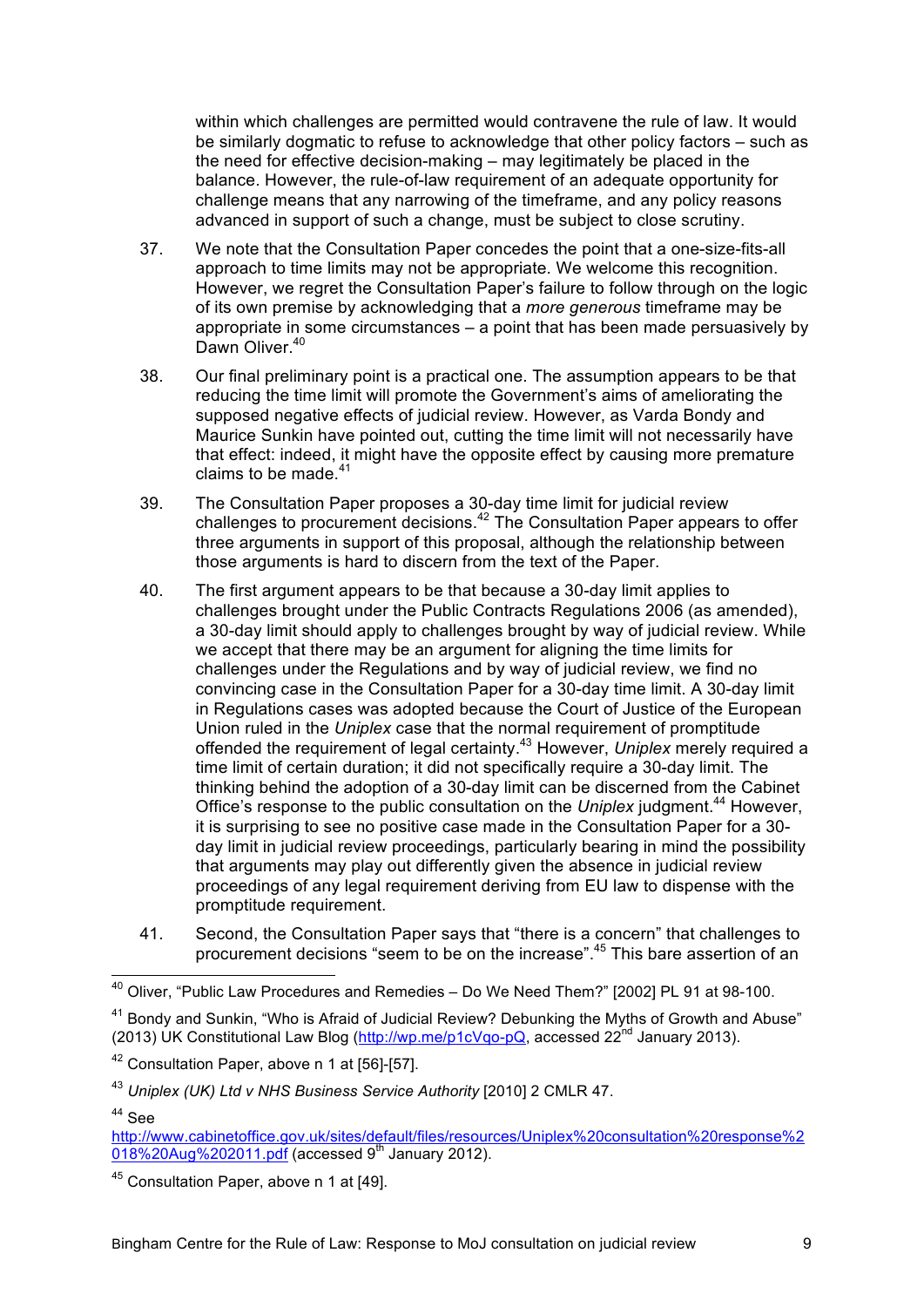within which challenges are permitted would contravene the rule of law. It would be similarly dogmatic to refuse to acknowledge that other policy factors – such as the need for effective decision-making – may legitimately be placed in the balance. However, the rule-of-law requirement of an adequate opportunity for challenge means that any narrowing of the timeframe, and any policy reasons advanced in support of such a change, must be subject to close scrutiny.

37. We note that the Consultation Paper concedes the point that a one-size-fits-all approach to time limits may not be appropriate. We welcome this recognition. However, we regret the Consultation Paper's failure to follow through on the logic of its own premise by acknowledging that a *more generous* timeframe may be appropriate in some circumstances – a point that has been made persuasively by Dawn Oliver.[40]

38. Our final preliminary point is a practical one. The assumption appears to be that reducing the time limit will promote the Government's aims of ameliorating the supposed negative effects of judicial review. However, as Varda Bondy and Maurice Sunkin have pointed out, cutting the time limit will not necessarily have that effect: indeed, it might have the opposite effect by causing more premature claims to be made.[41]

39. The Consultation Paper proposes a 30-day time limit for judicial review challenges to procurement decisions.[42] The Consultation Paper appears to offer three arguments in support of this proposal, although the relationship between those arguments is hard to discern from the text of the Paper.

40. The first argument appears to be that because a 30-day limit applies to challenges brought under the Public Contracts Regulations 2006 (as amended), a 30-day limit should apply to challenges brought by way of judicial review. While we accept that there may be an argument for aligning the time limits for challenges under the Regulations and by way of judicial review, we find no convincing case in the Consultation Paper for a 30-day time limit. A 30-day limit in Regulations cases was adopted because the Court of Justice of the European Union ruled in the *Uniplex* case that the normal requirement of promptitude offended the requirement of legal certainty.[43] However, *Uniplex* merely required a time limit of certain duration; it did not specifically require a 30-day limit. The thinking behind the adoption of a 30-day limit can be discerned from the Cabinet Office's response to the public consultation on the *Uniplex* judgment.[44] However, it is surprising to see no positive case made in the Consultation Paper for a 30-day limit in judicial review proceedings, particularly bearing in mind the possibility that arguments may play out differently given the absence in judicial review proceedings of any legal requirement deriving from EU law to dispense with the promptitude requirement.

41. Second, the Consultation Paper says that "there is a concern" that challenges to procurement decisions "seem to be on the increase".[45] This bare assertion of an

---

[40] Oliver, "Public Law Procedures and Remedies – Do We Need Them?" [2002] PL 91 at 98-100.

[41] Bondy and Sunkin, "Who is Afraid of Judicial Review? Debunking the Myths of Growth and Abuse" (2013) UK Constitutional Law Blog (http://wp.me/p1cVqo-pQ, accessed 22nd January 2013).

[42] Consultation Paper, above n 1 at [56]-[57].

[43] *Uniplex (UK) Ltd v NHS Business Service Authority* [2010] 2 CMLR 47.

[44] See http://www.cabinetoffice.gov.uk/sites/default/files/resources/Uniplex%20consultation%20response%2018%20Aug%202011.pdf (accessed 9th January 2012).

[45] Consultation Paper, above n 1 at [49].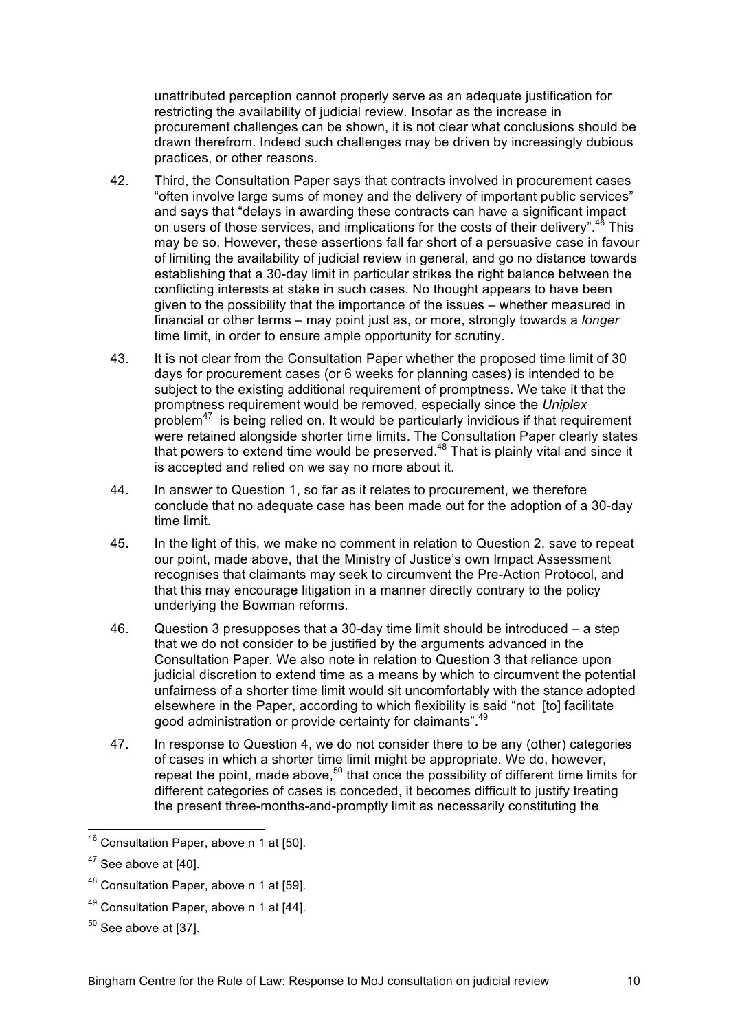unattributed perception cannot properly serve as an adequate justification for restricting the availability of judicial review. Insofar as the increase in procurement challenges can be shown, it is not clear what conclusions should be drawn therefrom. Indeed such challenges may be driven by increasingly dubious practices, or other reasons.

42. Third, the Consultation Paper says that contracts involved in procurement cases "often involve large sums of money and the delivery of important public services" and says that "delays in awarding these contracts can have a significant impact on users of those services, and implications for the costs of their delivery".[46] This may be so. However, these assertions fall far short of a persuasive case in favour of limiting the availability of judicial review in general, and go no distance towards establishing that a 30-day limit in particular strikes the right balance between the conflicting interests at stake in such cases. No thought appears to have been given to the possibility that the importance of the issues – whether measured in financial or other terms – may point just as, or more, strongly towards a *longer* time limit, in order to ensure ample opportunity for scrutiny.

43. It is not clear from the Consultation Paper whether the proposed time limit of 30 days for procurement cases (or 6 weeks for planning cases) is intended to be subject to the existing additional requirement of promptness. We take it that the promptness requirement would be removed, especially since the *Uniplex* problem[47] is being relied on. It would be particularly invidious if that requirement were retained alongside shorter time limits. The Consultation Paper clearly states that powers to extend time would be preserved.[48] That is plainly vital and since it is accepted and relied on we say no more about it.

44. In answer to Question 1, so far as it relates to procurement, we therefore conclude that no adequate case has been made out for the adoption of a 30-day time limit.

45. In the light of this, we make no comment in relation to Question 2, save to repeat our point, made above, that the Ministry of Justice's own Impact Assessment recognises that claimants may seek to circumvent the Pre-Action Protocol, and that this may encourage litigation in a manner directly contrary to the policy underlying the Bowman reforms.

46. Question 3 presupposes that a 30-day time limit should be introduced – a step that we do not consider to be justified by the arguments advanced in the Consultation Paper. We also note in relation to Question 3 that reliance upon judicial discretion to extend time as a means by which to circumvent the potential unfairness of a shorter time limit would sit uncomfortably with the stance adopted elsewhere in the Paper, according to which flexibility is said "not [to] facilitate good administration or provide certainty for claimants".[49]

47. In response to Question 4, we do not consider there to be any (other) categories of cases in which a shorter time limit might be appropriate. We do, however, repeat the point, made above,[50] that once the possibility of different time limits for different categories of cases is conceded, it becomes difficult to justify treating the present three-months-and-promptly limit as necessarily constituting the

---

[46] Consultation Paper, above n 1 at [50].

[47] See above at [40].

[48] Consultation Paper, above n 1 at [59].

[49] Consultation Paper, above n 1 at [44].

[50] See above at [37].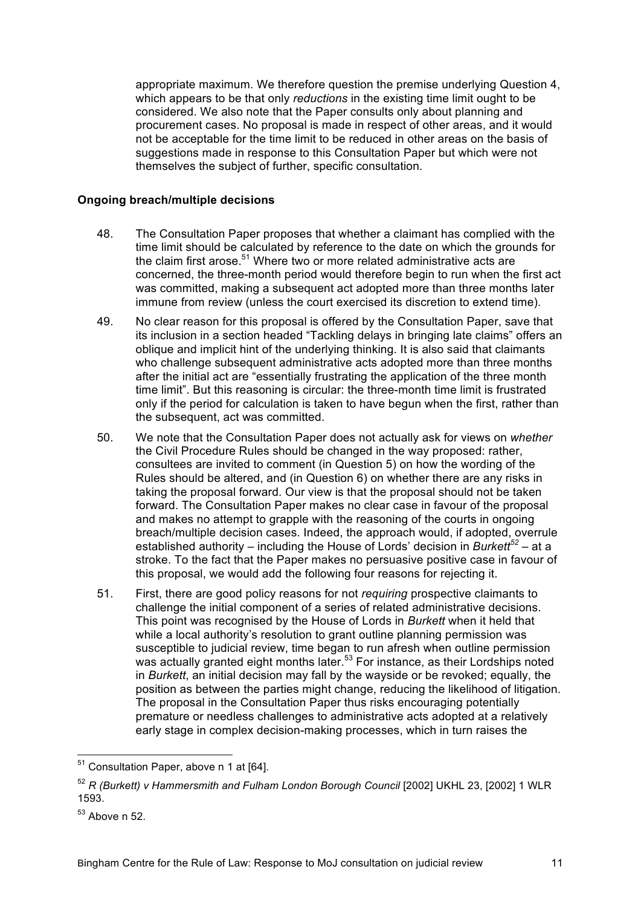appropriate maximum. We therefore question the premise underlying Question 4, which appears to be that only *reductions* in the existing time limit ought to be considered. We also note that the Paper consults only about planning and procurement cases. No proposal is made in respect of other areas, and it would not be acceptable for the time limit to be reduced in other areas on the basis of suggestions made in response to this Consultation Paper but which were not themselves the subject of further, specific consultation.

**Ongoing breach/multiple decisions**

48. The Consultation Paper proposes that whether a claimant has complied with the time limit should be calculated by reference to the date on which the grounds for the claim first arose.[51] Where two or more related administrative acts are concerned, the three-month period would therefore begin to run when the first act was committed, making a subsequent act adopted more than three months later immune from review (unless the court exercised its discretion to extend time).

49. No clear reason for this proposal is offered by the Consultation Paper, save that its inclusion in a section headed "Tackling delays in bringing late claims" offers an oblique and implicit hint of the underlying thinking. It is also said that claimants who challenge subsequent administrative acts adopted more than three months after the initial act are "essentially frustrating the application of the three month time limit". But this reasoning is circular: the three-month time limit is frustrated only if the period for calculation is taken to have begun when the first, rather than the subsequent, act was committed.

50. We note that the Consultation Paper does not actually ask for views on *whether* the Civil Procedure Rules should be changed in the way proposed: rather, consultees are invited to comment (in Question 5) on how the wording of the Rules should be altered, and (in Question 6) on whether there are any risks in taking the proposal forward. Our view is that the proposal should not be taken forward. The Consultation Paper makes no clear case in favour of the proposal and makes no attempt to grapple with the reasoning of the courts in ongoing breach/multiple decision cases. Indeed, the approach would, if adopted, overrule established authority – including the House of Lords' decision in *Burkett*[52] – at a stroke. To the fact that the Paper makes no persuasive positive case in favour of this proposal, we would add the following four reasons for rejecting it.

51. First, there are good policy reasons for not *requiring* prospective claimants to challenge the initial component of a series of related administrative decisions. This point was recognised by the House of Lords in *Burkett* when it held that while a local authority's resolution to grant outline planning permission was susceptible to judicial review, time began to run afresh when outline permission was actually granted eight months later.[53] For instance, as their Lordships noted in *Burkett*, an initial decision may fall by the wayside or be revoked; equally, the position as between the parties might change, reducing the likelihood of litigation. The proposal in the Consultation Paper thus risks encouraging potentially premature or needless challenges to administrative acts adopted at a relatively early stage in complex decision-making processes, which in turn raises the

---

[51] Consultation Paper, above n 1 at [64].

[52] *R (Burkett) v Hammersmith and Fulham London Borough Council* [2002] UKHL 23, [2002] 1 WLR 1593.

[53] Above n 52.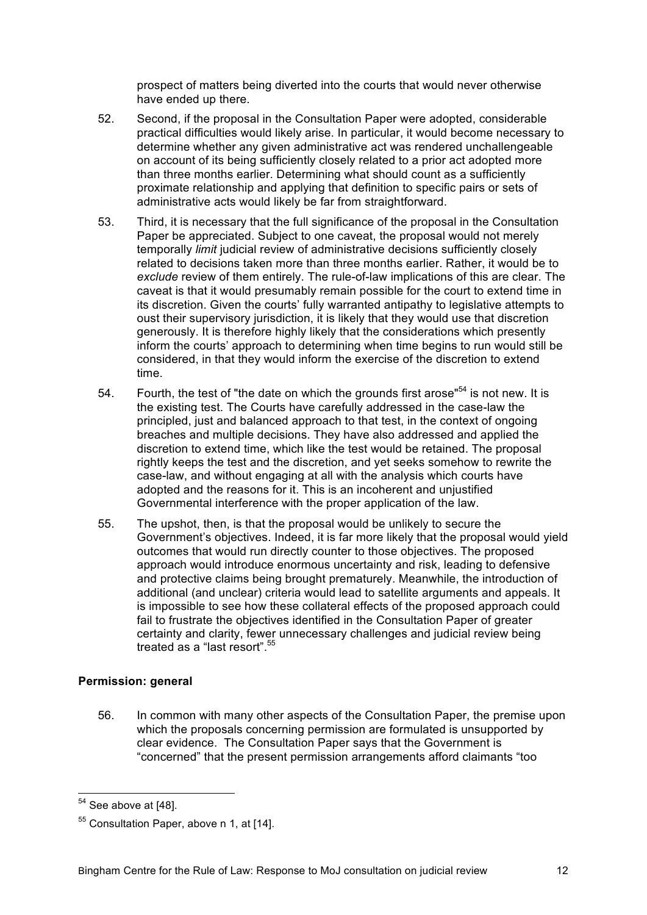prospect of matters being diverted into the courts that would never otherwise have ended up there.

52. Second, if the proposal in the Consultation Paper were adopted, considerable practical difficulties would likely arise. In particular, it would become necessary to determine whether any given administrative act was rendered unchallengeable on account of its being sufficiently closely related to a prior act adopted more than three months earlier. Determining what should count as a sufficiently proximate relationship and applying that definition to specific pairs or sets of administrative acts would likely be far from straightforward.

53. Third, it is necessary that the full significance of the proposal in the Consultation Paper be appreciated. Subject to one caveat, the proposal would not merely temporally *limit* judicial review of administrative decisions sufficiently closely related to decisions taken more than three months earlier. Rather, it would be to *exclude* review of them entirely. The rule-of-law implications of this are clear. The caveat is that it would presumably remain possible for the court to extend time in its discretion. Given the courts' fully warranted antipathy to legislative attempts to oust their supervisory jurisdiction, it is likely that they would use that discretion generously. It is therefore highly likely that the considerations which presently inform the courts' approach to determining when time begins to run would still be considered, in that they would inform the exercise of the discretion to extend time.

54. Fourth, the test of "the date on which the grounds first arose"[54] is not new. It is the existing test. The Courts have carefully addressed in the case-law the principled, just and balanced approach to that test, in the context of ongoing breaches and multiple decisions. They have also addressed and applied the discretion to extend time, which like the test would be retained. The proposal rightly keeps the test and the discretion, and yet seeks somehow to rewrite the case-law, and without engaging at all with the analysis which courts have adopted and the reasons for it. This is an incoherent and unjustified Governmental interference with the proper application of the law.

55. The upshot, then, is that the proposal would be unlikely to secure the Government's objectives. Indeed, it is far more likely that the proposal would yield outcomes that would run directly counter to those objectives. The proposed approach would introduce enormous uncertainty and risk, leading to defensive and protective claims being brought prematurely. Meanwhile, the introduction of additional (and unclear) criteria would lead to satellite arguments and appeals. It is impossible to see how these collateral effects of the proposed approach could fail to frustrate the objectives identified in the Consultation Paper of greater certainty and clarity, fewer unnecessary challenges and judicial review being treated as a "last resort".[55]

**Permission: general**

56. In common with many other aspects of the Consultation Paper, the premise upon which the proposals concerning permission are formulated is unsupported by clear evidence. The Consultation Paper says that the Government is "concerned" that the present permission arrangements afford claimants "too

[54] See above at [48].

[55] Consultation Paper, above n 1, at [14].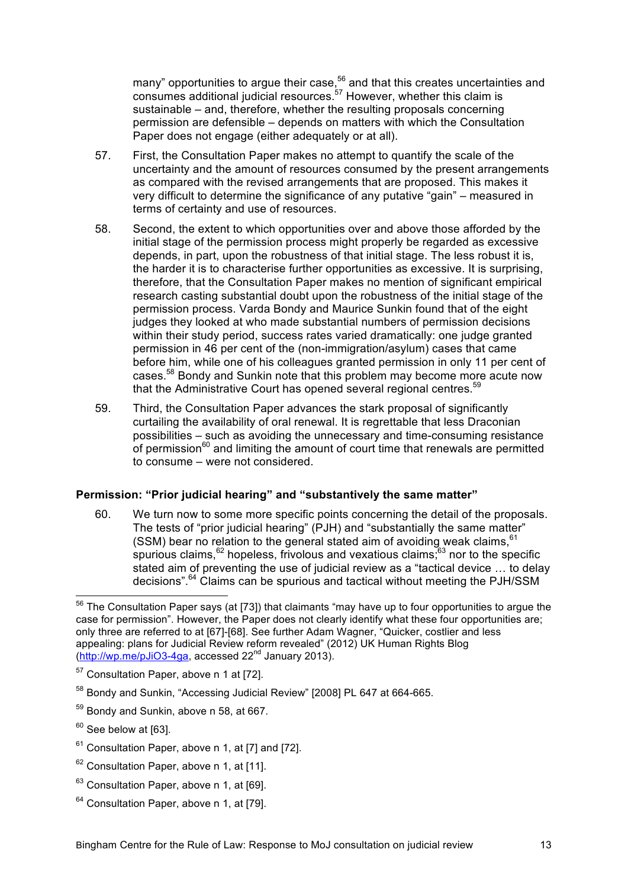many" opportunities to argue their case,[56] and that this creates uncertainties and consumes additional judicial resources.[57] However, whether this claim is sustainable – and, therefore, whether the resulting proposals concerning permission are defensible – depends on matters with which the Consultation Paper does not engage (either adequately or at all).

57. First, the Consultation Paper makes no attempt to quantify the scale of the uncertainty and the amount of resources consumed by the present arrangements as compared with the revised arrangements that are proposed. This makes it very difficult to determine the significance of any putative "gain" – measured in terms of certainty and use of resources.

58. Second, the extent to which opportunities over and above those afforded by the initial stage of the permission process might properly be regarded as excessive depends, in part, upon the robustness of that initial stage. The less robust it is, the harder it is to characterise further opportunities as excessive. It is surprising, therefore, that the Consultation Paper makes no mention of significant empirical research casting substantial doubt upon the robustness of the initial stage of the permission process. Varda Bondy and Maurice Sunkin found that of the eight judges they looked at who made substantial numbers of permission decisions within their study period, success rates varied dramatically: one judge granted permission in 46 per cent of the (non-immigration/asylum) cases that came before him, while one of his colleagues granted permission in only 11 per cent of cases.[58] Bondy and Sunkin note that this problem may become more acute now that the Administrative Court has opened several regional centres.[59]

59. Third, the Consultation Paper advances the stark proposal of significantly curtailing the availability of oral renewal. It is regrettable that less Draconian possibilities – such as avoiding the unnecessary and time-consuming resistance of permission[60] and limiting the amount of court time that renewals are permitted to consume – were not considered.

### Permission: "Prior judicial hearing" and "substantively the same matter"

60. We turn now to some more specific points concerning the detail of the proposals. The tests of "prior judicial hearing" (PJH) and "substantially the same matter" (SSM) bear no relation to the general stated aim of avoiding weak claims,[61] spurious claims,[62] hopeless, frivolous and vexatious claims;[63] nor to the specific stated aim of preventing the use of judicial review as a "tactical device … to delay decisions".[64] Claims can be spurious and tactical without meeting the PJH/SSM

---

[56] The Consultation Paper says (at [73]) that claimants "may have up to four opportunities to argue the case for permission". However, the Paper does not clearly identify what these four opportunities are; only three are referred to at [67]-[68]. See further Adam Wagner, "Quicker, costlier and less appealing: plans for Judicial Review reform revealed" (2012) UK Human Rights Blog (http://wp.me/pJiO3-4ga, accessed 22nd January 2013).

[57] Consultation Paper, above n 1 at [72].

[58] Bondy and Sunkin, "Accessing Judicial Review" [2008] PL 647 at 664-665.

[59] Bondy and Sunkin, above n 58, at 667.

[60] See below at [63].

[61] Consultation Paper, above n 1, at [7] and [72].

[62] Consultation Paper, above n 1, at [11].

[63] Consultation Paper, above n 1, at [69].

[64] Consultation Paper, above n 1, at [79].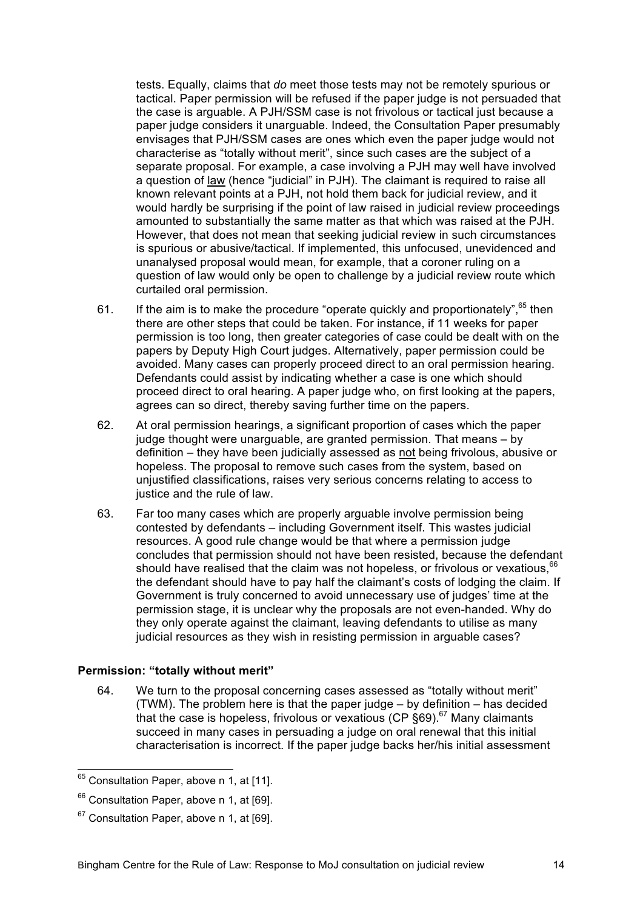tests. Equally, claims that *do* meet those tests may not be remotely spurious or tactical. Paper permission will be refused if the paper judge is not persuaded that the case is arguable. A PJH/SSM case is not frivolous or tactical just because a paper judge considers it unarguable. Indeed, the Consultation Paper presumably envisages that PJH/SSM cases are ones which even the paper judge would not characterise as "totally without merit", since such cases are the subject of a separate proposal. For example, a case involving a PJH may well have involved a question of <u>law</u> (hence "judicial" in PJH). The claimant is required to raise all known relevant points at a PJH, not hold them back for judicial review, and it would hardly be surprising if the point of law raised in judicial review proceedings amounted to substantially the same matter as that which was raised at the PJH. However, that does not mean that seeking judicial review in such circumstances is spurious or abusive/tactical. If implemented, this unfocused, unevidenced and unanalysed proposal would mean, for example, that a coroner ruling on a question of law would only be open to challenge by a judicial review route which curtailed oral permission.

61. If the aim is to make the procedure "operate quickly and proportionately",[65] then there are other steps that could be taken. For instance, if 11 weeks for paper permission is too long, then greater categories of case could be dealt with on the papers by Deputy High Court judges. Alternatively, paper permission could be avoided. Many cases can properly proceed direct to an oral permission hearing. Defendants could assist by indicating whether a case is one which should proceed direct to oral hearing. A paper judge who, on first looking at the papers, agrees can so direct, thereby saving further time on the papers.

62. At oral permission hearings, a significant proportion of cases which the paper judge thought were unarguable, are granted permission. That means – by definition – they have been judicially assessed as <u>not</u> being frivolous, abusive or hopeless. The proposal to remove such cases from the system, based on unjustified classifications, raises very serious concerns relating to access to justice and the rule of law.

63. Far too many cases which are properly arguable involve permission being contested by defendants – including Government itself. This wastes judicial resources. A good rule change would be that where a permission judge concludes that permission should not have been resisted, because the defendant should have realised that the claim was not hopeless, or frivolous or vexatious,[66] the defendant should have to pay half the claimant's costs of lodging the claim. If Government is truly concerned to avoid unnecessary use of judges' time at the permission stage, it is unclear why the proposals are not even-handed. Why do they only operate against the claimant, leaving defendants to utilise as many judicial resources as they wish in resisting permission in arguable cases?

### Permission: "totally without merit"

64. We turn to the proposal concerning cases assessed as "totally without merit" (TWM). The problem here is that the paper judge – by definition – has decided that the case is hopeless, frivolous or vexatious (CP §69).[67] Many claimants succeed in many cases in persuading a judge on oral renewal that this initial characterisation is incorrect. If the paper judge backs her/his initial assessment

---

[65] Consultation Paper, above n 1, at [11].

[66] Consultation Paper, above n 1, at [69].

[67] Consultation Paper, above n 1, at [69].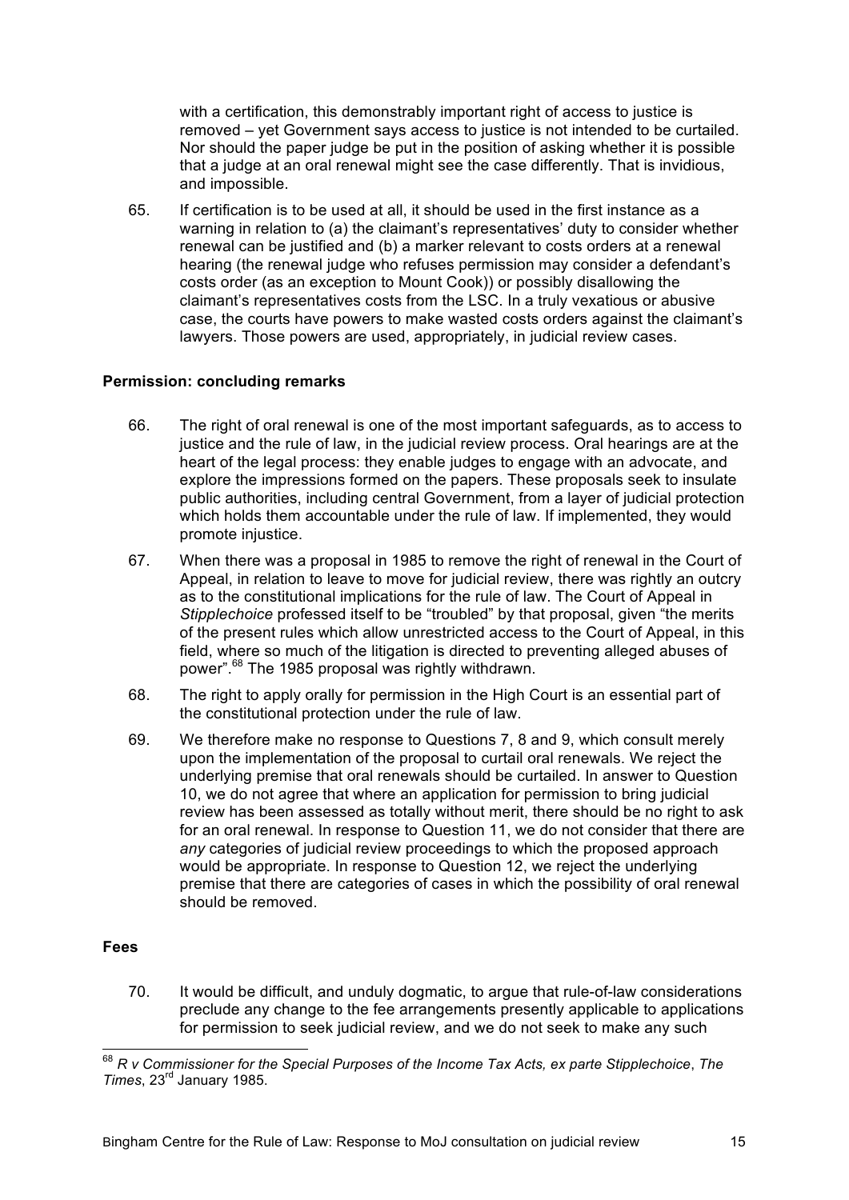with a certification, this demonstrably important right of access to justice is removed – yet Government says access to justice is not intended to be curtailed. Nor should the paper judge be put in the position of asking whether it is possible that a judge at an oral renewal might see the case differently. That is invidious, and impossible.

65. If certification is to be used at all, it should be used in the first instance as a warning in relation to (a) the claimant's representatives' duty to consider whether renewal can be justified and (b) a marker relevant to costs orders at a renewal hearing (the renewal judge who refuses permission may consider a defendant's costs order (as an exception to Mount Cook)) or possibly disallowing the claimant's representatives costs from the LSC. In a truly vexatious or abusive case, the courts have powers to make wasted costs orders against the claimant's lawyers. Those powers are used, appropriately, in judicial review cases.

**Permission: concluding remarks**

66. The right of oral renewal is one of the most important safeguards, as to access to justice and the rule of law, in the judicial review process. Oral hearings are at the heart of the legal process: they enable judges to engage with an advocate, and explore the impressions formed on the papers. These proposals seek to insulate public authorities, including central Government, from a layer of judicial protection which holds them accountable under the rule of law. If implemented, they would promote injustice.

67. When there was a proposal in 1985 to remove the right of renewal in the Court of Appeal, in relation to leave to move for judicial review, there was rightly an outcry as to the constitutional implications for the rule of law. The Court of Appeal in *Stipplechoice* professed itself to be "troubled" by that proposal, given "the merits of the present rules which allow unrestricted access to the Court of Appeal, in this field, where so much of the litigation is directed to preventing alleged abuses of power".[68] The 1985 proposal was rightly withdrawn.

68. The right to apply orally for permission in the High Court is an essential part of the constitutional protection under the rule of law.

69. We therefore make no response to Questions 7, 8 and 9, which consult merely upon the implementation of the proposal to curtail oral renewals. We reject the underlying premise that oral renewals should be curtailed. In answer to Question 10, we do not agree that where an application for permission to bring judicial review has been assessed as totally without merit, there should be no right to ask for an oral renewal. In response to Question 11, we do not consider that there are *any* categories of judicial review proceedings to which the proposed approach would be appropriate. In response to Question 12, we reject the underlying premise that there are categories of cases in which the possibility of oral renewal should be removed.

**Fees**

70. It would be difficult, and unduly dogmatic, to argue that rule-of-law considerations preclude any change to the fee arrangements presently applicable to applications for permission to seek judicial review, and we do not seek to make any such

---

[68] *R v Commissioner for the Special Purposes of the Income Tax Acts, ex parte Stipplechoice*, *The Times*, 23rd January 1985.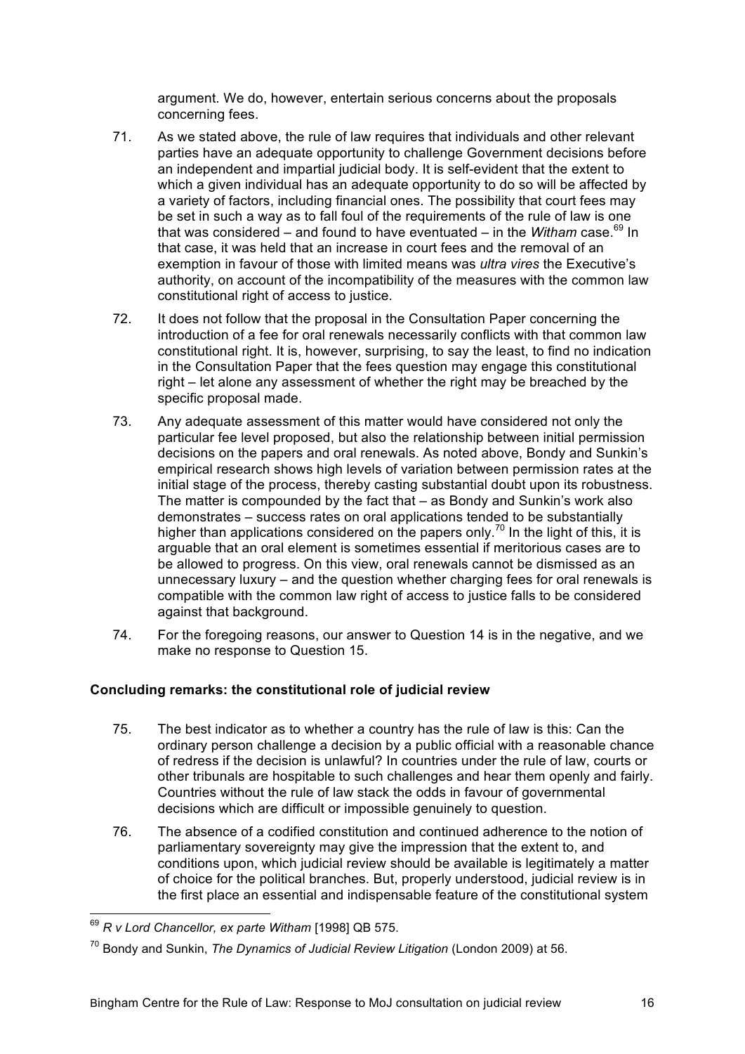argument. We do, however, entertain serious concerns about the proposals concerning fees.

71. As we stated above, the rule of law requires that individuals and other relevant parties have an adequate opportunity to challenge Government decisions before an independent and impartial judicial body. It is self-evident that the extent to which a given individual has an adequate opportunity to do so will be affected by a variety of factors, including financial ones. The possibility that court fees may be set in such a way as to fall foul of the requirements of the rule of law is one that was considered – and found to have eventuated – in the *Witham* case.[69] In that case, it was held that an increase in court fees and the removal of an exemption in favour of those with limited means was *ultra vires* the Executive's authority, on account of the incompatibility of the measures with the common law constitutional right of access to justice.

72. It does not follow that the proposal in the Consultation Paper concerning the introduction of a fee for oral renewals necessarily conflicts with that common law constitutional right. It is, however, surprising, to say the least, to find no indication in the Consultation Paper that the fees question may engage this constitutional right – let alone any assessment of whether the right may be breached by the specific proposal made.

73. Any adequate assessment of this matter would have considered not only the particular fee level proposed, but also the relationship between initial permission decisions on the papers and oral renewals. As noted above, Bondy and Sunkin's empirical research shows high levels of variation between permission rates at the initial stage of the process, thereby casting substantial doubt upon its robustness. The matter is compounded by the fact that – as Bondy and Sunkin's work also demonstrates – success rates on oral applications tended to be substantially higher than applications considered on the papers only.[70] In the light of this, it is arguable that an oral element is sometimes essential if meritorious cases are to be allowed to progress. On this view, oral renewals cannot be dismissed as an unnecessary luxury – and the question whether charging fees for oral renewals is compatible with the common law right of access to justice falls to be considered against that background.

74. For the foregoing reasons, our answer to Question 14 is in the negative, and we make no response to Question 15.

**Concluding remarks: the constitutional role of judicial review**

75. The best indicator as to whether a country has the rule of law is this: Can the ordinary person challenge a decision by a public official with a reasonable chance of redress if the decision is unlawful? In countries under the rule of law, courts or other tribunals are hospitable to such challenges and hear them openly and fairly. Countries without the rule of law stack the odds in favour of governmental decisions which are difficult or impossible genuinely to question.

76. The absence of a codified constitution and continued adherence to the notion of parliamentary sovereignty may give the impression that the extent to, and conditions upon, which judicial review should be available is legitimately a matter of choice for the political branches. But, properly understood, judicial review is in the first place an essential and indispensable feature of the constitutional system

---

[69] *R v Lord Chancellor, ex parte Witham* [1998] QB 575.

[70] Bondy and Sunkin, *The Dynamics of Judicial Review Litigation* (London 2009) at 56.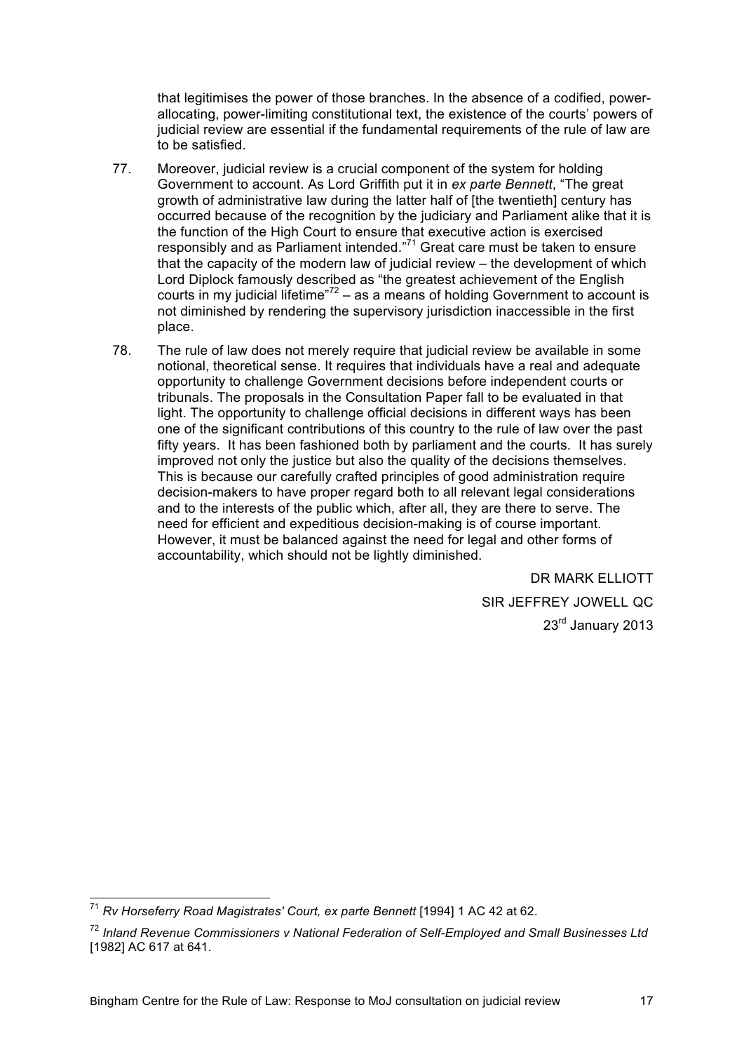that legitimises the power of those branches. In the absence of a codified, power-allocating, power-limiting constitutional text, the existence of the courts' powers of judicial review are essential if the fundamental requirements of the rule of law are to be satisfied.

77. Moreover, judicial review is a crucial component of the system for holding Government to account. As Lord Griffith put it in *ex parte Bennett*, "The great growth of administrative law during the latter half of [the twentieth] century has occurred because of the recognition by the judiciary and Parliament alike that it is the function of the High Court to ensure that executive action is exercised responsibly and as Parliament intended."[71] Great care must be taken to ensure that the capacity of the modern law of judicial review – the development of which Lord Diplock famously described as "the greatest achievement of the English courts in my judicial lifetime"[72] – as a means of holding Government to account is not diminished by rendering the supervisory jurisdiction inaccessible in the first place.

78. The rule of law does not merely require that judicial review be available in some notional, theoretical sense. It requires that individuals have a real and adequate opportunity to challenge Government decisions before independent courts or tribunals. The proposals in the Consultation Paper fall to be evaluated in that light. The opportunity to challenge official decisions in different ways has been one of the significant contributions of this country to the rule of law over the past fifty years. It has been fashioned both by parliament and the courts. It has surely improved not only the justice but also the quality of the decisions themselves. This is because our carefully crafted principles of good administration require decision-makers to have proper regard both to all relevant legal considerations and to the interests of the public which, after all, they are there to serve. The need for efficient and expeditious decision-making is of course important. However, it must be balanced against the need for legal and other forms of accountability, which should not be lightly diminished.

DR MARK ELLIOTT

SIR JEFFREY JOWELL QC

23rd January 2013

---

[71] *Rv Horseferry Road Magistrates' Court, ex parte Bennett* [1994] 1 AC 42 at 62.

[72] *Inland Revenue Commissioners v National Federation of Self-Employed and Small Businesses Ltd* [1982] AC 617 at 641.